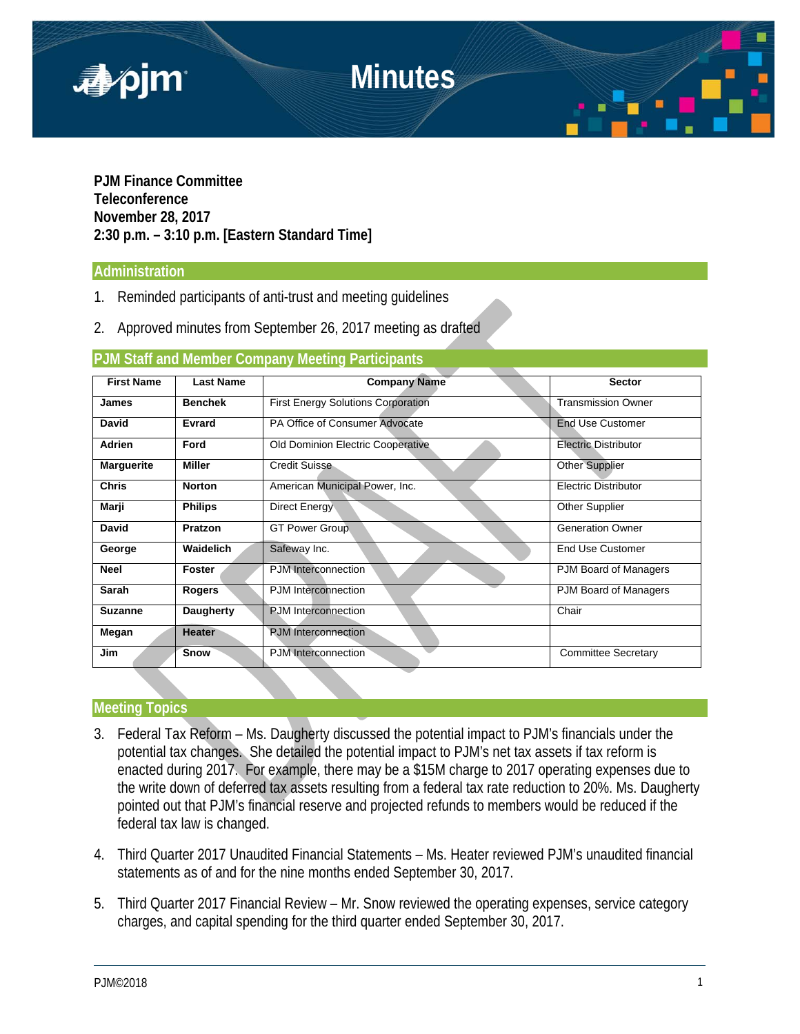# Minutes

**PJM Finance Committee**
**Teleconference**
**November 28, 2017**
**2:30 p.m. – 3:10 p.m. [Eastern Standard Time]**

## Administration

1. Reminded participants of anti-trust and meeting guidelines
2. Approved minutes from September 26, 2017 meeting as drafted

## PJM Staff and Member Company Meeting Participants

| First Name | Last Name | Company Name | Sector |
|---|---|---|---|
| **James** | **Benchek** | First Energy Solutions Corporation | Transmission Owner |
| **David** | **Evrard** | PA Office of Consumer Advocate | End Use Customer |
| **Adrien** | **Ford** | Old Dominion Electric Cooperative | Electric Distributor |
| **Marguerite** | **Miller** | Credit Suisse | Other Supplier |
| **Chris** | **Norton** | American Municipal Power, Inc. | Electric Distributor |
| **Marji** | **Philips** | Direct Energy | Other Supplier |
| **David** | **Pratzon** | GT Power Group | Generation Owner |
| **George** | **Waidelich** | Safeway Inc. | End Use Customer |
| **Neel** | **Foster** | PJM Interconnection | PJM Board of Managers |
| **Sarah** | **Rogers** | PJM Interconnection | PJM Board of Managers |
| **Suzanne** | **Daugherty** | PJM Interconnection | Chair |
| **Megan** | **Heater** | PJM Interconnection | |
| **Jim** | **Snow** | PJM Interconnection | Committee Secretary |

## Meeting Topics

3. Federal Tax Reform – Ms. Daugherty discussed the potential impact to PJM's financials under the potential tax changes. She detailed the potential impact to PJM's net tax assets if tax reform is enacted during 2017. For example, there may be a $15M charge to 2017 operating expenses due to the write down of deferred tax assets resulting from a federal tax rate reduction to 20%. Ms. Daugherty pointed out that PJM's financial reserve and projected refunds to members would be reduced if the federal tax law is changed.

4. Third Quarter 2017 Unaudited Financial Statements – Ms. Heater reviewed PJM's unaudited financial statements as of and for the nine months ended September 30, 2017.

5. Third Quarter 2017 Financial Review – Mr. Snow reviewed the operating expenses, service category charges, and capital spending for the third quarter ended September 30, 2017.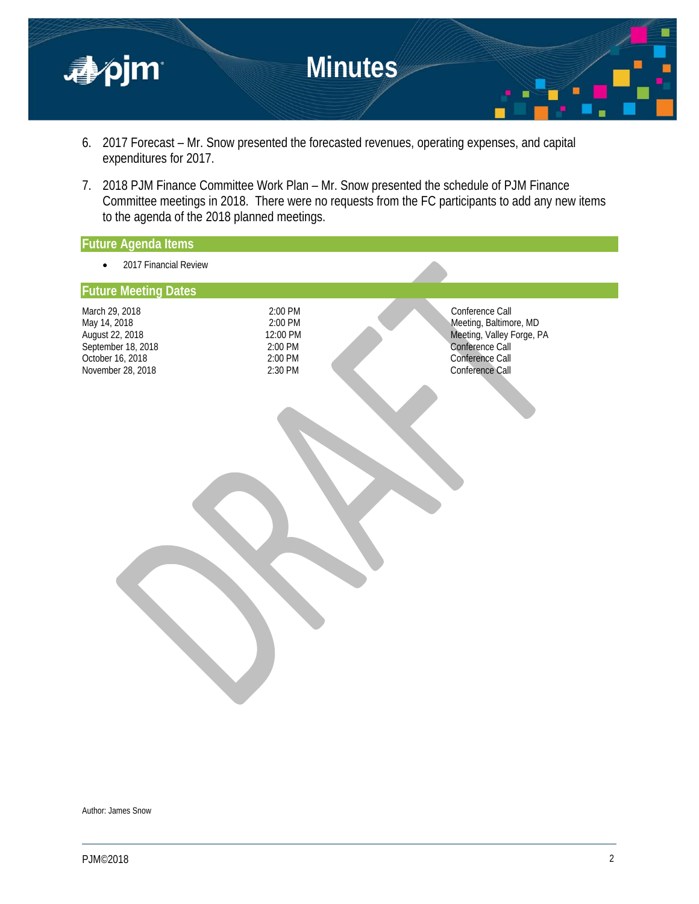6. 2017 Forecast – Mr. Snow presented the forecasted revenues, operating expenses, and capital expenditures for 2017.

7. 2018 PJM Finance Committee Work Plan – Mr. Snow presented the schedule of PJM Finance Committee meetings in 2018. There were no requests from the FC participants to add any new items to the agenda of the 2018 planned meetings.

## Future Agenda Items

- 2017 Financial Review

## Future Meeting Dates

| | | |
|---|---|---|
| March 29, 2018 | 2:00 PM | Conference Call |
| May 14, 2018 | 2:00 PM | Meeting, Baltimore, MD |
| August 22, 2018 | 12:00 PM | Meeting, Valley Forge, PA |
| September 18, 2018 | 2:00 PM | Conference Call |
| October 16, 2018 | 2:00 PM | Conference Call |
| November 28, 2018 | 2:30 PM | Conference Call |

Author: James Snow